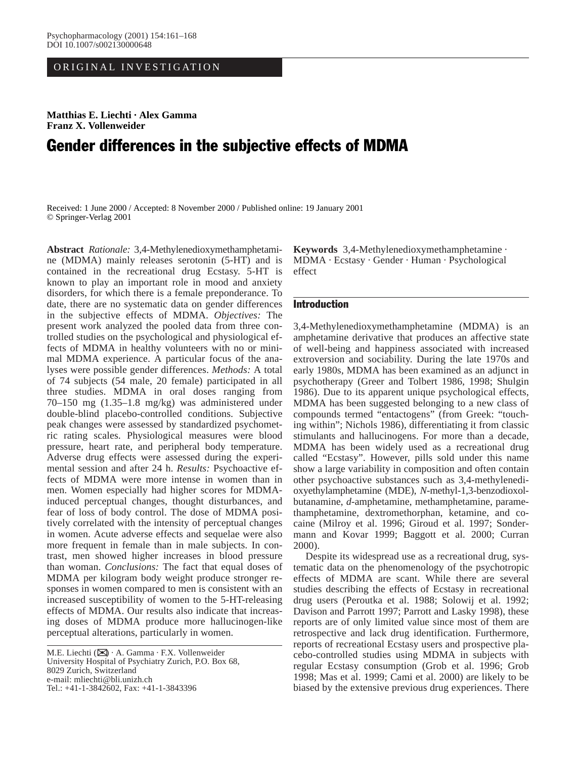ORIGINAL INVESTIGATION

**Matthias E. Liechti · Alex Gamma**
**Franz X. Vollenweider**

# Gender differences in the subjective effects of MDMA

Received: 1 June 2000 / Accepted: 8 November 2000 / Published online: 19 January 2001
© Springer-Verlag 2001

**Abstract** *Rationale:* 3,4-Methylenedioxymethamphetamine (MDMA) mainly releases serotonin (5-HT) and is contained in the recreational drug Ecstasy. 5-HT is known to play an important role in mood and anxiety disorders, for which there is a female preponderance. To date, there are no systematic data on gender differences in the subjective effects of MDMA. *Objectives:* The present work analyzed the pooled data from three controlled studies on the psychological and physiological effects of MDMA in healthy volunteers with no or minimal MDMA experience. A particular focus of the analyses were possible gender differences. *Methods:* A total of 74 subjects (54 male, 20 female) participated in all three studies. MDMA in oral doses ranging from 70–150 mg (1.35–1.8 mg/kg) was administered under double-blind placebo-controlled conditions. Subjective peak changes were assessed by standardized psychometric rating scales. Physiological measures were blood pressure, heart rate, and peripheral body temperature. Adverse drug effects were assessed during the experimental session and after 24 h. *Results:* Psychoactive effects of MDMA were more intense in women than in men. Women especially had higher scores for MDMA-induced perceptual changes, thought disturbances, and fear of loss of body control. The dose of MDMA positively correlated with the intensity of perceptual changes in women. Acute adverse effects and sequelae were also more frequent in female than in male subjects. In contrast, men showed higher increases in blood pressure than woman. *Conclusions:* The fact that equal doses of MDMA per kilogram body weight produce stronger responses in women compared to men is consistent with an increased susceptibility of women to the 5-HT-releasing effects of MDMA. Our results also indicate that increasing doses of MDMA produce more hallucinogen-like perceptual alterations, particularly in women.

M.E. Liechti (✉) · A. Gamma · F.X. Vollenweider
University Hospital of Psychiatry Zurich, P.O. Box 68, 8029 Zurich, Switzerland
e-mail: mliechti@bli.unizh.ch
Tel.: +41-1-3842602, Fax: +41-1-3843396

**Keywords** 3,4-Methylenedioxymethamphetamine · MDMA · Ecstasy · Gender · Human · Psychological effect

## Introduction

3,4-Methylenedioxymethamphetamine (MDMA) is an amphetamine derivative that produces an affective state of well-being and happiness associated with increased extroversion and sociability. During the late 1970s and early 1980s, MDMA has been examined as an adjunct in psychotherapy (Greer and Tolbert 1986, 1998; Shulgin 1986). Due to its apparent unique psychological effects, MDMA has been suggested belonging to a new class of compounds termed "entactogens" (from Greek: "touching within"; Nichols 1986), differentiating it from classic stimulants and hallucinogens. For more than a decade, MDMA has been widely used as a recreational drug called "Ecstasy". However, pills sold under this name show a large variability in composition and often contain other psychoactive substances such as 3,4-methylenedioxyethylamphetamine (MDE), *N*-methyl-1,3-benzodioxolbutanamine, *d*-amphetamine, methamphetamine, paramethamphetamine, dextromethorphan, ketamine, and cocaine (Milroy et al. 1996; Giroud et al. 1997; Sondermann and Kovar 1999; Baggott et al. 2000; Curran 2000).

Despite its widespread use as a recreational drug, systematic data on the phenomenology of the psychotropic effects of MDMA are scant. While there are several studies describing the effects of Ecstasy in recreational drug users (Peroutka et al. 1988; Solowij et al. 1992; Davison and Parrott 1997; Parrott and Lasky 1998), these reports are of only limited value since most of them are retrospective and lack drug identification. Furthermore, reports of recreational Ecstasy users and prospective placebo-controlled studies using MDMA in subjects with regular Ecstasy consumption (Grob et al. 1996; Grob 1998; Mas et al. 1999; Cami et al. 2000) are likely to be biased by the extensive previous drug experiences. There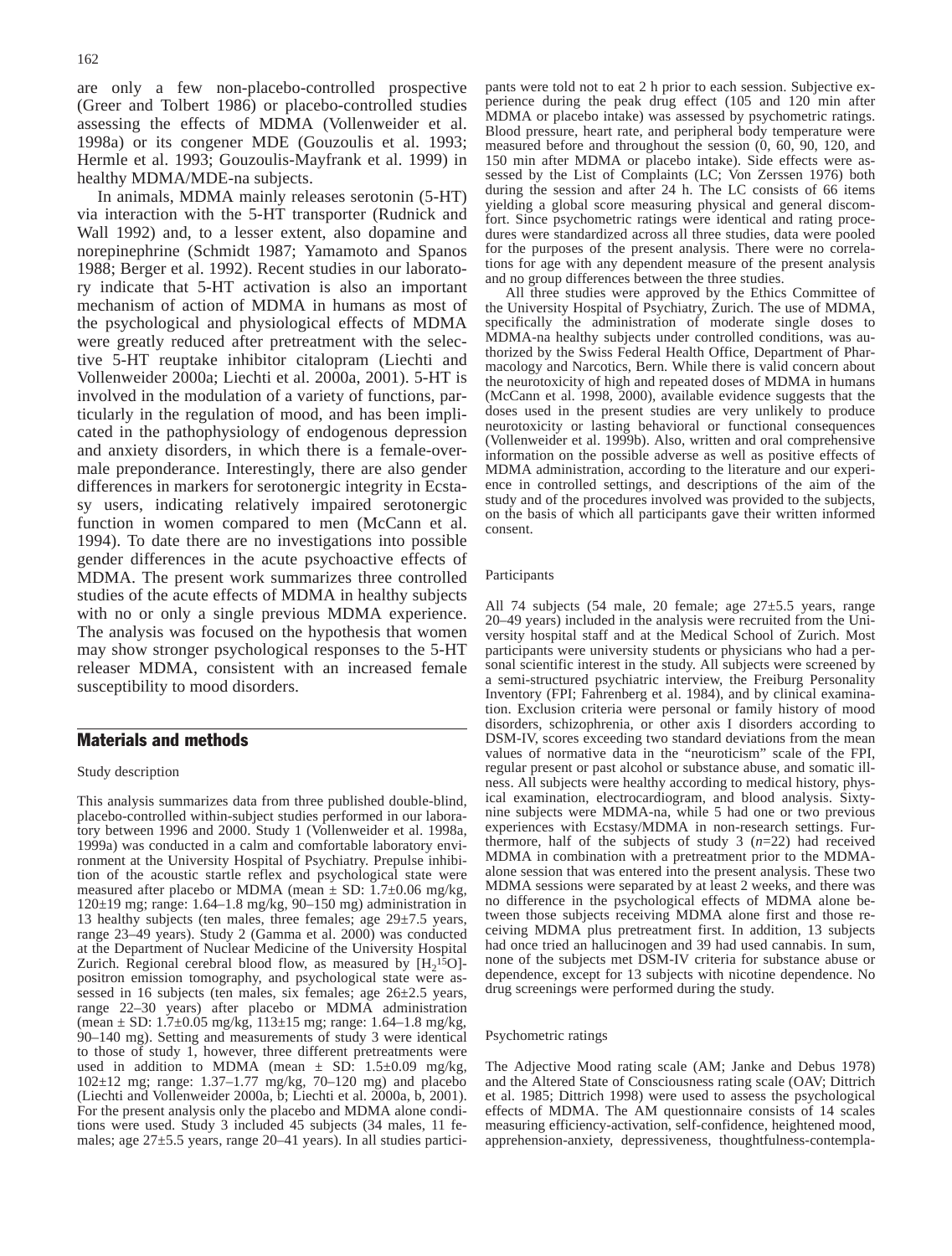are only a few non-placebo-controlled prospective (Greer and Tolbert 1986) or placebo-controlled studies assessing the effects of MDMA (Vollenweider et al. 1998a) or its congener MDE (Gouzoulis et al. 1993; Hermle et al. 1993; Gouzoulis-Mayfrank et al. 1999) in healthy MDMA/MDE-na subjects.

In animals, MDMA mainly releases serotonin (5-HT) via interaction with the 5-HT transporter (Rudnick and Wall 1992) and, to a lesser extent, also dopamine and norepinephrine (Schmidt 1987; Yamamoto and Spanos 1988; Berger et al. 1992). Recent studies in our laboratory indicate that 5-HT activation is also an important mechanism of action of MDMA in humans as most of the psychological and physiological effects of MDMA were greatly reduced after pretreatment with the selective 5-HT reuptake inhibitor citalopram (Liechti and Vollenweider 2000a; Liechti et al. 2000a, 2001). 5-HT is involved in the modulation of a variety of functions, particularly in the regulation of mood, and has been implicated in the pathophysiology of endogenous depression and anxiety disorders, in which there is a female-over-male preponderance. Interestingly, there are also gender differences in markers for serotonergic integrity in Ecstasy users, indicating relatively impaired serotonergic function in women compared to men (McCann et al. 1994). To date there are no investigations into possible gender differences in the acute psychoactive effects of MDMA. The present work summarizes three controlled studies of the acute effects of MDMA in healthy subjects with no or only a single previous MDMA experience. The analysis was focused on the hypothesis that women may show stronger psychological responses to the 5-HT releaser MDMA, consistent with an increased female susceptibility to mood disorders.

## Materials and methods

### Study description

This analysis summarizes data from three published double-blind, placebo-controlled within-subject studies performed in our laboratory between 1996 and 2000. Study 1 (Vollenweider et al. 1998a, 1999a) was conducted in a calm and comfortable laboratory environment at the University Hospital of Psychiatry. Prepulse inhibition of the acoustic startle reflex and psychological state were measured after placebo or MDMA (mean ± SD: 1.7±0.06 mg/kg, 120±19 mg; range: 1.64–1.8 mg/kg, 90–150 mg) administration in 13 healthy subjects (ten males, three females; age 29±7.5 years, range 23–49 years). Study 2 (Gamma et al. 2000) was conducted at the Department of Nuclear Medicine of the University Hospital Zurich. Regional cerebral blood flow, as measured by $[H_2{}^{15}O]$-positron emission tomography, and psychological state were assessed in 16 subjects (ten males, six females; age 26±2.5 years, range 22–30 years) after placebo or MDMA administration (mean ± SD: 1.7±0.05 mg/kg, 113±15 mg; range: 1.64–1.8 mg/kg, 90–140 mg). Setting and measurements of study 3 were identical to those of study 1, however, three different pretreatments were used in addition to MDMA (mean ± SD: 1.5±0.09 mg/kg, 102±12 mg; range: 1.37–1.77 mg/kg, 70–120 mg) and placebo (Liechti and Vollenweider 2000a, b; Liechti et al. 2000a, b, 2001). For the present analysis only the placebo and MDMA alone conditions were used. Study 3 included 45 subjects (34 males, 11 females; age 27±5.5 years, range 20–41 years). In all studies participants were told not to eat 2 h prior to each session. Subjective experience during the peak drug effect (105 and 120 min after MDMA or placebo intake) was assessed by psychometric ratings. Blood pressure, heart rate, and peripheral body temperature were measured before and throughout the session (0, 60, 90, 120, and 150 min after MDMA or placebo intake). Side effects were assessed by the List of Complaints (LC; Von Zerssen 1976) both during the session and after 24 h. The LC consists of 66 items yielding a global score measuring physical and general discomfort. Since psychometric ratings were identical and rating procedures were standardized across all three studies, data were pooled for the purposes of the present analysis. There were no correlations for age with any dependent measure of the present analysis and no group differences between the three studies.

All three studies were approved by the Ethics Committee of the University Hospital of Psychiatry, Zurich. The use of MDMA, specifically the administration of moderate single doses to MDMA-na healthy subjects under controlled conditions, was authorized by the Swiss Federal Health Office, Department of Pharmacology and Narcotics, Bern. While there is valid concern about the neurotoxicity of high and repeated doses of MDMA in humans (McCann et al. 1998, 2000), available evidence suggests that the doses used in the present studies are very unlikely to produce neurotoxicity or lasting behavioral or functional consequences (Vollenweider et al. 1999b). Also, written and oral comprehensive information on the possible adverse as well as positive effects of MDMA administration, according to the literature and our experience in controlled settings, and descriptions of the aim of the study and of the procedures involved was provided to the subjects, on the basis of which all participants gave their written informed consent.

### Participants

All 74 subjects (54 male, 20 female; age 27±5.5 years, range 20–49 years) included in the analysis were recruited from the University hospital staff and at the Medical School of Zurich. Most participants were university students or physicians who had a personal scientific interest in the study. All subjects were screened by a semi-structured psychiatric interview, the Freiburg Personality Inventory (FPI; Fahrenberg et al. 1984), and by clinical examination. Exclusion criteria were personal or family history of mood disorders, schizophrenia, or other axis I disorders according to DSM-IV, scores exceeding two standard deviations from the mean values of normative data in the "neuroticism" scale of the FPI, regular present or past alcohol or substance abuse, and somatic illness. All subjects were healthy according to medical history, physical examination, electrocardiogram, and blood analysis. Sixty-nine subjects were MDMA-na, while 5 had one or two previous experiences with Ecstasy/MDMA in non-research settings. Furthermore, half of the subjects of study 3 ($n$=22) had received MDMA in combination with a pretreatment prior to the MDMA-alone session that was entered into the present analysis. These two MDMA sessions were separated by at least 2 weeks, and there was no difference in the psychological effects of MDMA alone between those subjects receiving MDMA alone first and those receiving MDMA plus pretreatment first. In addition, 13 subjects had once tried an hallucinogen and 39 had used cannabis. In sum, none of the subjects met DSM-IV criteria for substance abuse or dependence, except for 13 subjects with nicotine dependence. No drug screenings were performed during the study.

### Psychometric ratings

The Adjective Mood rating scale (AM; Janke and Debus 1978) and the Altered State of Consciousness rating scale (OAV; Dittrich et al. 1985; Dittrich 1998) were used to assess the psychological effects of MDMA. The AM questionnaire consists of 14 scales measuring efficiency-activation, self-confidence, heightened mood, apprehension-anxiety, depressiveness, thoughtfulness-contempla-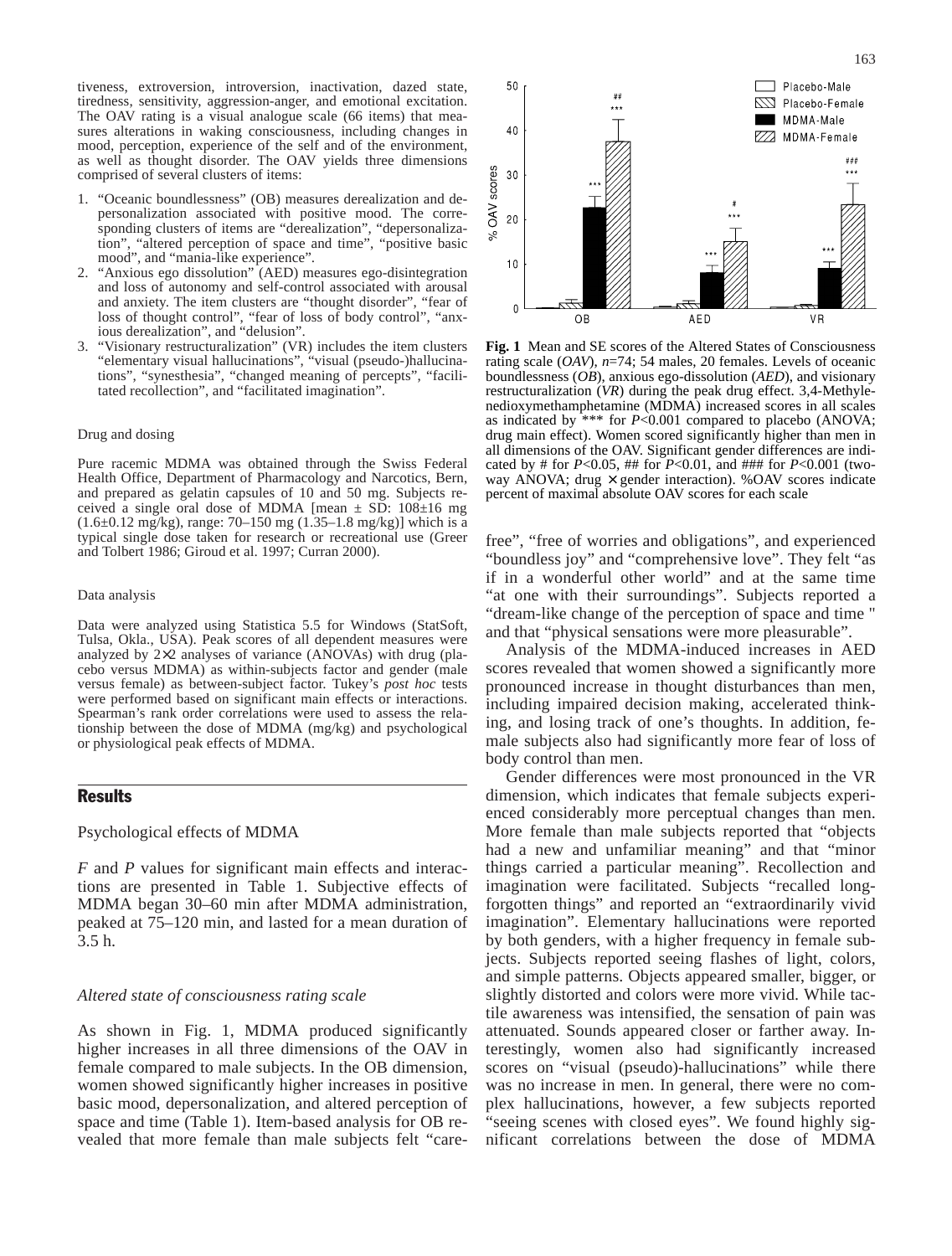tiveness, extroversion, introversion, inactivation, dazed state, tiredness, sensitivity, aggression-anger, and emotional excitation. The OAV rating is a visual analogue scale (66 items) that measures alterations in waking consciousness, including changes in mood, perception, experience of the self and of the environment, as well as thought disorder. The OAV yields three dimensions comprised of several clusters of items:

1. "Oceanic boundlessness" (OB) measures derealization and depersonalization associated with positive mood. The corresponding clusters of items are "derealization", "depersonalization", "altered perception of space and time", "positive basic mood", and "mania-like experience".
2. "Anxious ego dissolution" (AED) measures ego-disintegration and loss of autonomy and self-control associated with arousal and anxiety. The item clusters are "thought disorder", "fear of loss of thought control", "fear of loss of body control", "anxious derealization", and "delusion".
3. "Visionary restructuralization" (VR) includes the item clusters "elementary visual hallucinations", "visual (pseudo-)hallucinations", "synesthesia", "changed meaning of percepts", "facilitated recollection", and "facilitated imagination".

Drug and dosing

Pure racemic MDMA was obtained through the Swiss Federal Health Office, Department of Pharmacology and Narcotics, Bern, and prepared as gelatin capsules of 10 and 50 mg. Subjects received a single oral dose of MDMA [mean ± SD: 108±16 mg (1.6±0.12 mg/kg), range: 70–150 mg (1.35–1.8 mg/kg)] which is a typical single dose taken for research or recreational use (Greer and Tolbert 1986; Giroud et al. 1997; Curran 2000).

Data analysis

Data were analyzed using Statistica 5.5 for Windows (StatSoft, Tulsa, Okla., USA). Peak scores of all dependent measures were analyzed by 2×2 analyses of variance (ANOVAs) with drug (placebo versus MDMA) as within-subjects factor and gender (male versus female) as between-subject factor. Tukey's *post hoc* tests were performed based on significant main effects or interactions. Spearman's rank order correlations were used to assess the relationship between the dose of MDMA (mg/kg) and psychological or physiological peak effects of MDMA.

## Results

Psychological effects of MDMA

*F* and *P* values for significant main effects and interactions are presented in Table 1. Subjective effects of MDMA began 30–60 min after MDMA administration, peaked at 75–120 min, and lasted for a mean duration of 3.5 h.

*Altered state of consciousness rating scale*

As shown in Fig. 1, MDMA produced significantly higher increases in all three dimensions of the OAV in female compared to male subjects. In the OB dimension, women showed significantly higher increases in positive basic mood, depersonalization, and altered perception of space and time (Table 1). Item-based analysis for OB revealed that more female than male subjects felt "carefree", "free of worries and obligations", and experienced "boundless joy" and "comprehensive love". They felt "as if in a wonderful other world" and at the same time "at one with their surroundings". Subjects reported a "dream-like change of the perception of space and time " and that "physical sensations were more pleasurable".

% OAV scores
50
40
30
20
10
0
OB
AED
VR
Placebo-Male
Placebo-Female
MDMA-Male
MDMA-Female
##
***
***
#
***
***
###
***
***

**Fig. 1** Mean and SE scores of the Altered States of Consciousness rating scale (*OAV*), *n*=74; 54 males, 20 females. Levels of oceanic boundlessness (*OB*), anxious ego-dissolution (*AED*), and visionary restructuralization (*VR*) during the peak drug effect. 3,4-Methylenedioxymethamphetamine (MDMA) increased scores in all scales as indicated by *** for $P<0.001$ compared to placebo (ANOVA; drug main effect). Women scored significantly higher than men in all dimensions of the OAV. Significant gender differences are indicated by # for $P<0.05$, ## for $P<0.01$, and ### for $P<0.001$ (two-way ANOVA; drug × gender interaction). %OAV scores indicate percent of maximal absolute OAV scores for each scale

Analysis of the MDMA-induced increases in AED scores revealed that women showed a significantly more pronounced increase in thought disturbances than men, including impaired decision making, accelerated thinking, and losing track of one's thoughts. In addition, female subjects also had significantly more fear of loss of body control than men.

Gender differences were most pronounced in the VR dimension, which indicates that female subjects experienced considerably more perceptual changes than men. More female than male subjects reported that "objects had a new and unfamiliar meaning" and that "minor things carried a particular meaning". Recollection and imagination were facilitated. Subjects "recalled long-forgotten things" and reported an "extraordinarily vivid imagination". Elementary hallucinations were reported by both genders, with a higher frequency in female subjects. Subjects reported seeing flashes of light, colors, and simple patterns. Objects appeared smaller, bigger, or slightly distorted and colors were more vivid. While tactile awareness was intensified, the sensation of pain was attenuated. Sounds appeared closer or farther away. Interestingly, women also had significantly increased scores on "visual (pseudo)-hallucinations" while there was no increase in men. In general, there were no complex hallucinations, however, a few subjects reported "seeing scenes with closed eyes". We found highly significant correlations between the dose of MDMA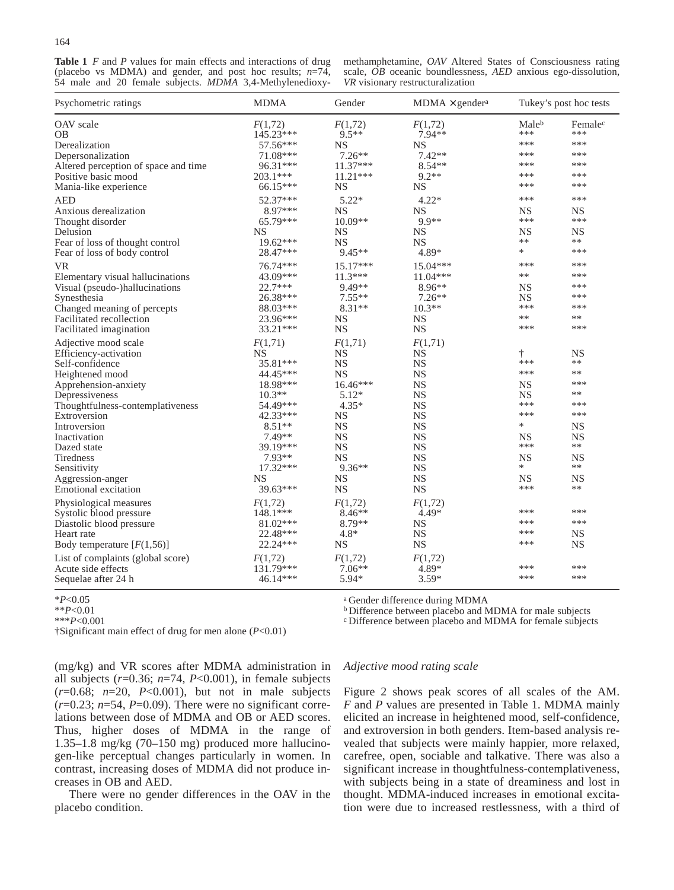**Table 1** *F* and *P* values for main effects and interactions of drug (placebo vs MDMA) and gender, and post hoc results; *n*=74, 54 male and 20 female subjects. *MDMA* 3,4-Methylenedioxy-methamphetamine, *OAV* Altered States of Consciousness rating scale, *OB* oceanic boundlessness, *AED* anxious ego-dissolution, *VR* visionary restructuralization

| Psychometric ratings | MDMA | Gender | MDMA × gender[a] | Tukey's post hoc tests | |
|---|---|---|---|---|---|
| OAV scale | $F(1,72)$ | $F(1,72)$ | $F(1,72)$ | Male[b] | Female[c] |
| OB | 145.23*** | 9.5** | 7.94** | *** | *** |
| Derealization | 57.56*** | NS | NS | *** | *** |
| Depersonalization | 71.08*** | 7.26** | 7.42** | *** | *** |
| Altered perception of space and time | 96.31*** | 11.37*** | 8.54** | *** | *** |
| Positive basic mood | 203.1*** | 11.21*** | 9.2** | *** | *** |
| Mania-like experience | 66.15*** | NS | NS | *** | *** |
| AED | 52.37*** | 5.22* | 4.22* | *** | *** |
| Anxious derealization | 8.97*** | NS | NS | NS | NS |
| Thought disorder | 65.79*** | 10.09** | 9.9** | *** | *** |
| Delusion | NS | NS | NS | NS | NS |
| Fear of loss of thought control | 19.62*** | NS | NS | ** | ** |
| Fear of loss of body control | 28.47*** | 9.45** | 4.89* | * | *** |
| VR | 76.74*** | 15.17*** | 15.04*** | *** | *** |
| Elementary visual hallucinations | 43.09*** | 11.3*** | 11.04*** | ** | *** |
| Visual (pseudo-)hallucinations | 22.7*** | 9.49** | 8.96** | NS | *** |
| Synesthesia | 26.38*** | 7.55** | 7.26** | NS | *** |
| Changed meaning of percepts | 88.03*** | 8.31** | 10.3** | *** | *** |
| Facilitated recollection | 23.96*** | NS | NS | ** | ** |
| Facilitated imagination | 33.21*** | NS | NS | *** | *** |
| Adjective mood scale | $F(1,71)$ | $F(1,71)$ | $F(1,71)$ | | |
| Efficiency-activation | NS | NS | NS | † | NS |
| Self-confidence | 35.81*** | NS | NS | *** | ** |
| Heightened mood | 44.45*** | NS | NS | *** | ** |
| Apprehension-anxiety | 18.98*** | 16.46*** | NS | NS | *** |
| Depressiveness | 10.3** | 5.12* | NS | NS | ** |
| Thoughtfulness-contemplativeness | 54.49*** | 4.35* | NS | *** | *** |
| Extroversion | 42.33*** | NS | NS | *** | *** |
| Introversion | 8.51** | NS | NS | * | NS |
| Inactivation | 7.49** | NS | NS | NS | NS |
| Dazed state | 39.19*** | NS | NS | *** | ** |
| Tiredness | 7.93** | NS | NS | NS | NS |
| Sensitivity | 17.32*** | 9.36** | NS | * | ** |
| Aggression-anger | NS | NS | NS | NS | NS |
| Emotional excitation | 39.63*** | NS | NS | *** | ** |
| Physiological measures | $F(1,72)$ | $F(1,72)$ | $F(1,72)$ | | |
| Systolic blood pressure | 148.1*** | 8.46** | 4.49* | *** | *** |
| Diastolic blood pressure | 81.02*** | 8.79** | NS | *** | *** |
| Heart rate | 22.48*** | 4.8* | NS | *** | NS |
| Body temperature [$F(1,56)$] | 22.24*** | NS | NS | *** | NS |
| List of complaints (global score) | $F(1,72)$ | $F(1,72)$ | $F(1,72)$ | | |
| Acute side effects | 131.79*** | 7.06** | 4.89* | *** | *** |
| Sequelae after 24 h | 46.14*** | 5.94* | 3.59* | *** | *** |

\**P*<0.05
\*\**P*<0.01
\*\*\**P*<0.001
†Significant main effect of drug for men alone (*P*<0.01)

[a] Gender difference during MDMA
[b] Difference between placebo and MDMA for male subjects
[c] Difference between placebo and MDMA for female subjects

(mg/kg) and VR scores after MDMA administration in all subjects ($r$=0.36; $n$=74, $P$<0.001), in female subjects ($r$=0.68; $n$=20, $P$<0.001), but not in male subjects ($r$=0.23; $n$=54, $P$=0.09). There were no significant correlations between dose of MDMA and OB or AED scores. Thus, higher doses of MDMA in the range of 1.35–1.8 mg/kg (70–150 mg) produced more hallucinogen-like perceptual changes particularly in women. In contrast, increasing doses of MDMA did not produce increases in OB and AED.

There were no gender differences in the OAV in the placebo condition.

*Adjective mood rating scale*

Figure 2 shows peak scores of all scales of the AM. *F* and *P* values are presented in Table 1. MDMA mainly elicited an increase in heightened mood, self-confidence, and extroversion in both genders. Item-based analysis revealed that subjects were mainly happier, more relaxed, carefree, open, sociable and talkative. There was also a significant increase in thoughtfulness-contemplativeness, with subjects being in a state of dreaminess and lost in thought. MDMA-induced increases in emotional excitation were due to increased restlessness, with a third of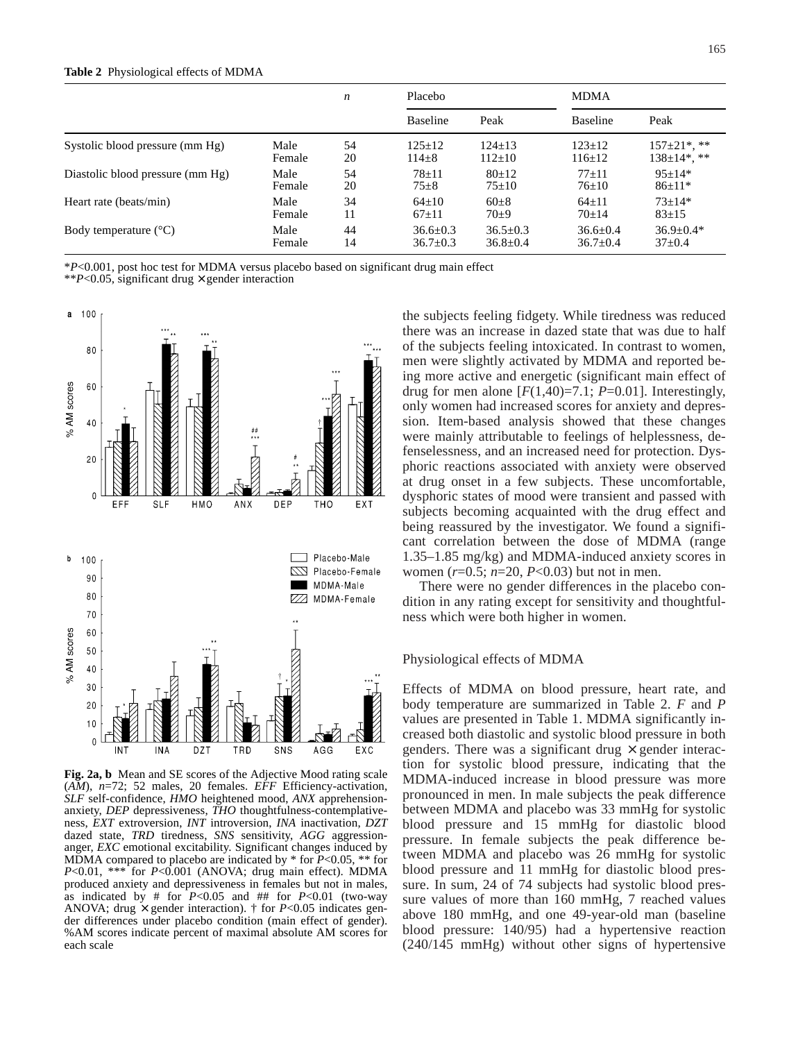**Table 2** Physiological effects of MDMA

| | | *n* | Placebo | | MDMA | |
|---|---|---|---|---|---|---|
| | | | Baseline | Peak | Baseline | Peak |
| Systolic blood pressure (mm Hg) | Male | 54 | 125±12 | 124±13 | 123±12 | 157±21*, ** |
| | Female | 20 | 114±8 | 112±10 | 116±12 | 138±14*, ** |
| Diastolic blood pressure (mm Hg) | Male | 54 | 78±11 | 80±12 | 77±11 | 95±14* |
| | Female | 20 | 75±8 | 75±10 | 76±10 | 86±11* |
| Heart rate (beats/min) | Male | 34 | 64±10 | 60±8 | 64±11 | 73±14* |
| | Female | 11 | 67±11 | 70±9 | 70±14 | 83±15 |
| Body temperature (°C) | Male | 44 | 36.6±0.3 | 36.5±0.3 | 36.6±0.4 | 36.9±0.4* |
| | Female | 14 | 36.7±0.3 | 36.8±0.4 | 36.7±0.4 | 37±0.4 |

*$P<0.001$, post hoc test for MDMA versus placebo based on significant drug main effect
**$P<0.05$, significant drug × gender interaction

**Fig. 2a, b** Mean and SE scores of the Adjective Mood rating scale (*AM*), $n=72$; 52 males, 20 females. *EFF* Efficiency-activation, *SLF* self-confidence, *HMO* heightened mood, *ANX* apprehension-anxiety, *DEP* depressiveness, *THO* thoughtfulness-contemplativeness, *EXT* extroversion, *INT* introversion, *INA* inactivation, *DZT* dazed state, *TRD* tiredness, *SNS* sensitivity, *AGG* aggression-anger, *EXC* emotional excitability. Significant changes induced by MDMA compared to placebo are indicated by * for $P<0.05$, ** for $P<0.01$, *** for $P<0.001$ (ANOVA; drug main effect). MDMA produced anxiety and depressiveness in females but not in males, as indicated by # for $P<0.05$ and ## for $P<0.01$ (two-way ANOVA; drug × gender interaction). † for $P<0.05$ indicates gender differences under placebo condition (main effect of gender). %AM scores indicate percent of maximal absolute AM scores for each scale

the subjects feeling fidgety. While tiredness was reduced there was an increase in dazed state that was due to half of the subjects feeling intoxicated. In contrast to women, men were slightly activated by MDMA and reported being more active and energetic (significant main effect of drug for men alone [$F(1,40)=7.1$; $P=0.01$]. Interestingly, only women had increased scores for anxiety and depression. Item-based analysis showed that these changes were mainly attributable to feelings of helplessness, defenselessness, and an increased need for protection. Dysphoric reactions associated with anxiety were observed at drug onset in a few subjects. These uncomfortable, dysphoric states of mood were transient and passed with subjects becoming acquainted with the drug effect and being reassured by the investigator. We found a significant correlation between the dose of MDMA (range 1.35–1.85 mg/kg) and MDMA-induced anxiety scores in women ($r=0.5$; $n=20$, $P<0.03$) but not in men.

There were no gender differences in the placebo condition in any rating except for sensitivity and thoughtfulness which were both higher in women.

## Physiological effects of MDMA

Effects of MDMA on blood pressure, heart rate, and body temperature are summarized in Table 2. *F* and *P* values are presented in Table 1. MDMA significantly increased both diastolic and systolic blood pressure in both genders. There was a significant drug × gender interaction for systolic blood pressure, indicating that the MDMA-induced increase in blood pressure was more pronounced in men. In male subjects the peak difference between MDMA and placebo was 33 mmHg for systolic blood pressure and 15 mmHg for diastolic blood pressure. In female subjects the peak difference between MDMA and placebo was 26 mmHg for systolic blood pressure and 11 mmHg for diastolic blood pressure. In sum, 24 of 74 subjects had systolic blood pressure values of more than 160 mmHg, 7 reached values above 180 mmHg, and one 49-year-old man (baseline blood pressure: 140/95) had a hypertensive reaction (240/145 mmHg) without other signs of hypertensive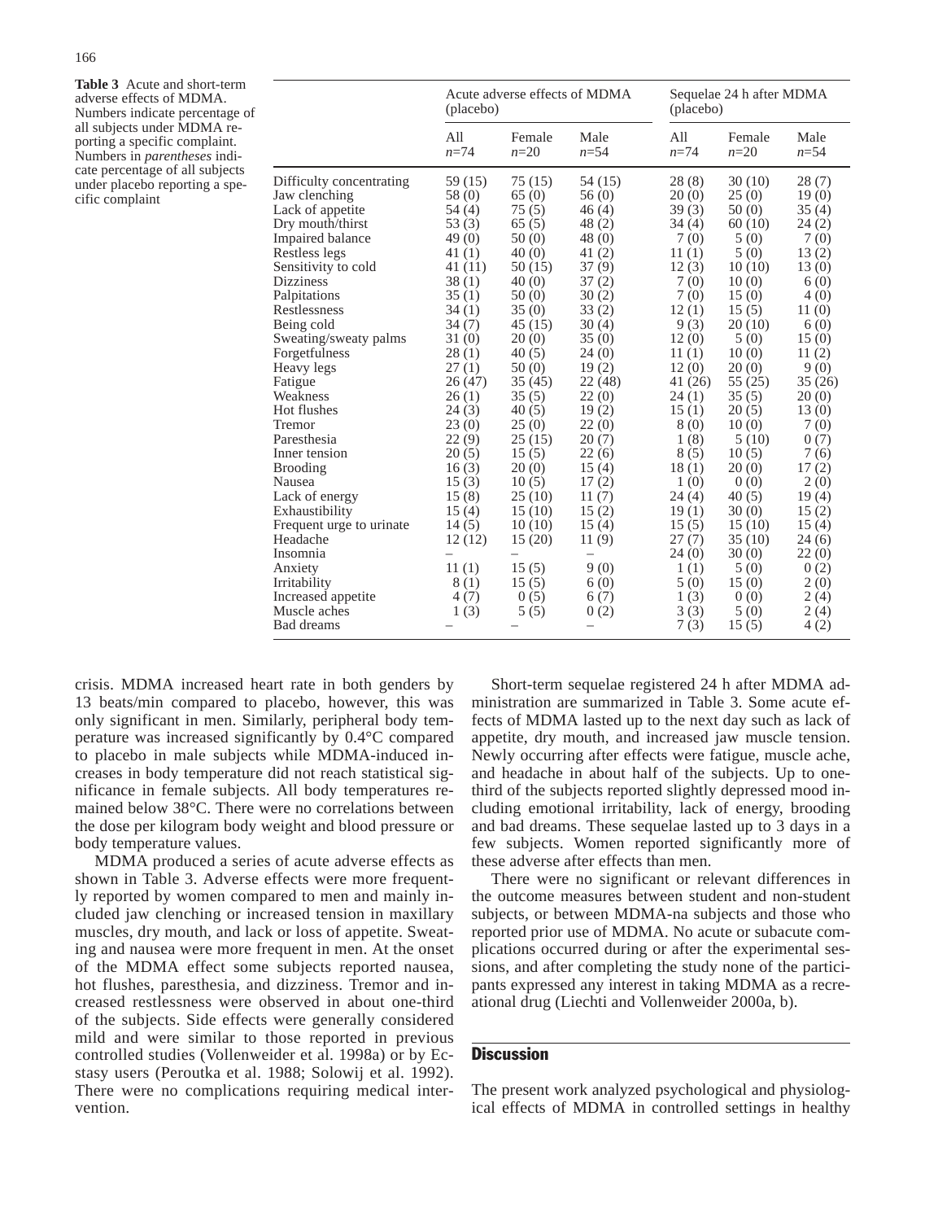**Table 3** Acute and short-term adverse effects of MDMA. Numbers indicate percentage of all subjects under MDMA reporting a specific complaint. Numbers in *parentheses* indicate percentage of all subjects under placebo reporting a specific complaint

| | Acute adverse effects of MDMA (placebo) | | | Sequelae 24 h after MDMA (placebo) | | |
|---|---|---|---|---|---|---|
| | All *n*=74 | Female *n*=20 | Male *n*=54 | All *n*=74 | Female *n*=20 | Male *n*=54 |
| Difficulty concentrating | 59 (15) | 75 (15) | 54 (15) | 28 (8) | 30 (10) | 28 (7) |
| Jaw clenching | 58 (0) | 65 (0) | 56 (0) | 20 (0) | 25 (0) | 19 (0) |
| Lack of appetite | 54 (4) | 75 (5) | 46 (4) | 39 (3) | 50 (0) | 35 (4) |
| Dry mouth/thirst | 53 (3) | 65 (5) | 48 (2) | 34 (4) | 60 (10) | 24 (2) |
| Impaired balance | 49 (0) | 50 (0) | 48 (0) | 7 (0) | 5 (0) | 7 (0) |
| Restless legs | 41 (1) | 40 (0) | 41 (2) | 11 (1) | 5 (0) | 13 (2) |
| Sensitivity to cold | 41 (11) | 50 (15) | 37 (9) | 12 (3) | 10 (10) | 13 (0) |
| Dizziness | 38 (1) | 40 (0) | 37 (2) | 7 (0) | 10 (0) | 6 (0) |
| Palpitations | 35 (1) | 50 (0) | 30 (2) | 7 (0) | 15 (0) | 4 (0) |
| Restlessness | 34 (1) | 35 (0) | 33 (2) | 12 (1) | 15 (5) | 11 (0) |
| Being cold | 34 (7) | 45 (15) | 30 (4) | 9 (3) | 20 (10) | 6 (0) |
| Sweating/sweaty palms | 31 (0) | 20 (0) | 35 (0) | 12 (0) | 5 (0) | 15 (0) |
| Forgetfulness | 28 (1) | 40 (5) | 24 (0) | 11 (1) | 10 (0) | 11 (2) |
| Heavy legs | 27 (1) | 50 (0) | 19 (2) | 12 (0) | 20 (0) | 9 (0) |
| Fatigue | 26 (47) | 35 (45) | 22 (48) | 41 (26) | 55 (25) | 35 (26) |
| Weakness | 26 (1) | 35 (5) | 22 (0) | 24 (1) | 35 (5) | 20 (0) |
| Hot flushes | 24 (3) | 40 (5) | 19 (2) | 15 (1) | 20 (5) | 13 (0) |
| Tremor | 23 (0) | 25 (0) | 22 (0) | 8 (0) | 10 (0) | 7 (0) |
| Paresthesia | 22 (9) | 25 (15) | 20 (7) | 1 (8) | 5 (10) | 0 (7) |
| Inner tension | 20 (5) | 15 (5) | 22 (6) | 8 (5) | 10 (5) | 7 (6) |
| Brooding | 16 (3) | 20 (0) | 15 (4) | 18 (1) | 20 (0) | 17 (2) |
| Nausea | 15 (3) | 10 (5) | 17 (2) | 1 (0) | 0 (0) | 2 (0) |
| Lack of energy | 15 (8) | 25 (10) | 11 (7) | 24 (4) | 40 (5) | 19 (4) |
| Exhaustibility | 15 (4) | 15 (10) | 15 (2) | 19 (1) | 30 (0) | 15 (2) |
| Frequent urge to urinate | 14 (5) | 10 (10) | 15 (4) | 15 (5) | 15 (10) | 15 (4) |
| Headache | 12 (12) | 15 (20) | 11 (9) | 27 (7) | 35 (10) | 24 (6) |
| Insomnia | – | – | – | 24 (0) | 30 (0) | 22 (0) |
| Anxiety | 11 (1) | 15 (5) | 9 (0) | 1 (1) | 5 (0) | 0 (2) |
| Irritability | 8 (1) | 15 (5) | 6 (0) | 5 (0) | 15 (0) | 2 (0) |
| Increased appetite | 4 (7) | 0 (5) | 6 (7) | 1 (3) | 0 (0) | 2 (4) |
| Muscle aches | 1 (3) | 5 (5) | 0 (2) | 3 (3) | 5 (0) | 2 (4) |
| Bad dreams | – | – | – | 7 (3) | 15 (5) | 4 (2) |

crisis. MDMA increased heart rate in both genders by 13 beats/min compared to placebo, however, this was only significant in men. Similarly, peripheral body temperature was increased significantly by 0.4°C compared to placebo in male subjects while MDMA-induced increases in body temperature did not reach statistical significance in female subjects. All body temperatures remained below 38°C. There were no correlations between the dose per kilogram body weight and blood pressure or body temperature values.

MDMA produced a series of acute adverse effects as shown in Table 3. Adverse effects were more frequently reported by women compared to men and mainly included jaw clenching or increased tension in maxillary muscles, dry mouth, and lack or loss of appetite. Sweating and nausea were more frequent in men. At the onset of the MDMA effect some subjects reported nausea, hot flushes, paresthesia, and dizziness. Tremor and increased restlessness were observed in about one-third of the subjects. Side effects were generally considered mild and were similar to those reported in previous controlled studies (Vollenweider et al. 1998a) or by Ecstasy users (Peroutka et al. 1988; Solowij et al. 1992). There were no complications requiring medical intervention.

Short-term sequelae registered 24 h after MDMA administration are summarized in Table 3. Some acute effects of MDMA lasted up to the next day such as lack of appetite, dry mouth, and increased jaw muscle tension. Newly occurring after effects were fatigue, muscle ache, and headache in about half of the subjects. Up to one-third of the subjects reported slightly depressed mood including emotional irritability, lack of energy, brooding and bad dreams. These sequelae lasted up to 3 days in a few subjects. Women reported significantly more of these adverse after effects than men.

There were no significant or relevant differences in the outcome measures between student and non-student subjects, or between MDMA-na subjects and those who reported prior use of MDMA. No acute or subacute complications occurred during or after the experimental sessions, and after completing the study none of the participants expressed any interest in taking MDMA as a recreational drug (Liechti and Vollenweider 2000a, b).

## Discussion

The present work analyzed psychological and physiological effects of MDMA in controlled settings in healthy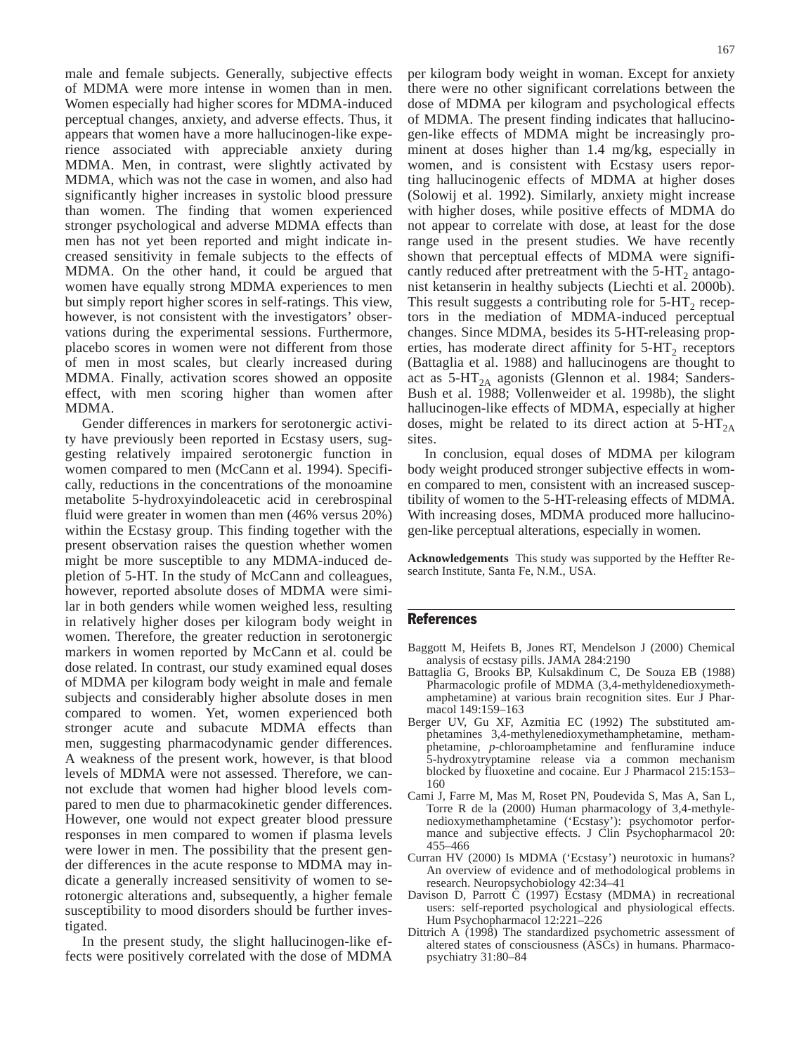male and female subjects. Generally, subjective effects of MDMA were more intense in women than in men. Women especially had higher scores for MDMA-induced perceptual changes, anxiety, and adverse effects. Thus, it appears that women have a more hallucinogen-like experience associated with appreciable anxiety during MDMA. Men, in contrast, were slightly activated by MDMA, which was not the case in women, and also had significantly higher increases in systolic blood pressure than women. The finding that women experienced stronger psychological and adverse MDMA effects than men has not yet been reported and might indicate increased sensitivity in female subjects to the effects of MDMA. On the other hand, it could be argued that women have equally strong MDMA experiences to men but simply report higher scores in self-ratings. This view, however, is not consistent with the investigators' observations during the experimental sessions. Furthermore, placebo scores in women were not different from those of men in most scales, but clearly increased during MDMA. Finally, activation scores showed an opposite effect, with men scoring higher than women after MDMA.

Gender differences in markers for serotonergic activity have previously been reported in Ecstasy users, suggesting relatively impaired serotonergic function in women compared to men (McCann et al. 1994). Specifically, reductions in the concentrations of the monoamine metabolite 5-hydroxyindoleacetic acid in cerebrospinal fluid were greater in women than men (46% versus 20%) within the Ecstasy group. This finding together with the present observation raises the question whether women might be more susceptible to any MDMA-induced depletion of 5-HT. In the study of McCann and colleagues, however, reported absolute doses of MDMA were similar in both genders while women weighed less, resulting in relatively higher doses per kilogram body weight in women. Therefore, the greater reduction in serotonergic markers in women reported by McCann et al. could be dose related. In contrast, our study examined equal doses of MDMA per kilogram body weight in male and female subjects and considerably higher absolute doses in men compared to women. Yet, women experienced both stronger acute and subacute MDMA effects than men, suggesting pharmacodynamic gender differences. A weakness of the present work, however, is that blood levels of MDMA were not assessed. Therefore, we cannot exclude that women had higher blood levels compared to men due to pharmacokinetic gender differences. However, one would not expect greater blood pressure responses in men compared to women if plasma levels were lower in men. The possibility that the present gender differences in the acute response to MDMA may indicate a generally increased sensitivity of women to serotonergic alterations and, subsequently, a higher female susceptibility to mood disorders should be further investigated.

In the present study, the slight hallucinogen-like effects were positively correlated with the dose of MDMA per kilogram body weight in woman. Except for anxiety there were no other significant correlations between the dose of MDMA per kilogram and psychological effects of MDMA. The present finding indicates that hallucinogen-like effects of MDMA might be increasingly prominent at doses higher than 1.4 mg/kg, especially in women, and is consistent with Ecstasy users reporting hallucinogenic effects of MDMA at higher doses (Solowij et al. 1992). Similarly, anxiety might increase with higher doses, while positive effects of MDMA do not appear to correlate with dose, at least for the dose range used in the present studies. We have recently shown that perceptual effects of MDMA were significantly reduced after pretreatment with the $5\text{-HT}_2$ antagonist ketanserin in healthy subjects (Liechti et al. 2000b). This result suggests a contributing role for $5\text{-HT}_2$ receptors in the mediation of MDMA-induced perceptual changes. Since MDMA, besides its 5-HT-releasing properties, has moderate direct affinity for $5\text{-HT}_2$ receptors (Battaglia et al. 1988) and hallucinogens are thought to act as $5\text{-HT}_{2A}$ agonists (Glennon et al. 1984; Sanders-Bush et al. 1988; Vollenweider et al. 1998b), the slight hallucinogen-like effects of MDMA, especially at higher doses, might be related to its direct action at $5\text{-HT}_{2A}$ sites.

In conclusion, equal doses of MDMA per kilogram body weight produced stronger subjective effects in women compared to men, consistent with an increased susceptibility of women to the 5-HT-releasing effects of MDMA. With increasing doses, MDMA produced more hallucinogen-like perceptual alterations, especially in women.

**Acknowledgements** This study was supported by the Heffter Research Institute, Santa Fe, N.M., USA.

## References

Baggott M, Heifets B, Jones RT, Mendelson J (2000) Chemical analysis of ecstasy pills. JAMA 284:2190

Battaglia G, Brooks BP, Kulsakdinum C, De Souza EB (1988) Pharmacologic profile of MDMA (3,4-methyldenedioxymethamphetamine) at various brain recognition sites. Eur J Pharmacol 149:159–163

Berger UV, Gu XF, Azmitia EC (1992) The substituted amphetamines 3,4-methylenedioxymethamphetamine, methamphetamine, *p*-chloroamphetamine and fenfluramine induce 5-hydroxytryptamine release via a common mechanism blocked by fluoxetine and cocaine. Eur J Pharmacol 215:153–160

Cami J, Farre M, Mas M, Roset PN, Poudevida S, Mas A, San L, Torre R de la (2000) Human pharmacology of 3,4-methylenedioxymethamphetamine ('Ecstasy'): psychomotor performance and subjective effects. J Clin Psychopharmacol 20: 455–466

Curran HV (2000) Is MDMA ('Ecstasy') neurotoxic in humans? An overview of evidence and of methodological problems in research. Neuropsychobiology 42:34–41

Davison D, Parrott C (1997) Ecstasy (MDMA) in recreational users: self-reported psychological and physiological effects. Hum Psychopharmacol 12:221–226

Dittrich A (1998) The standardized psychometric assessment of altered states of consciousness (ASCs) in humans. Pharmacopsychiatry 31:80–84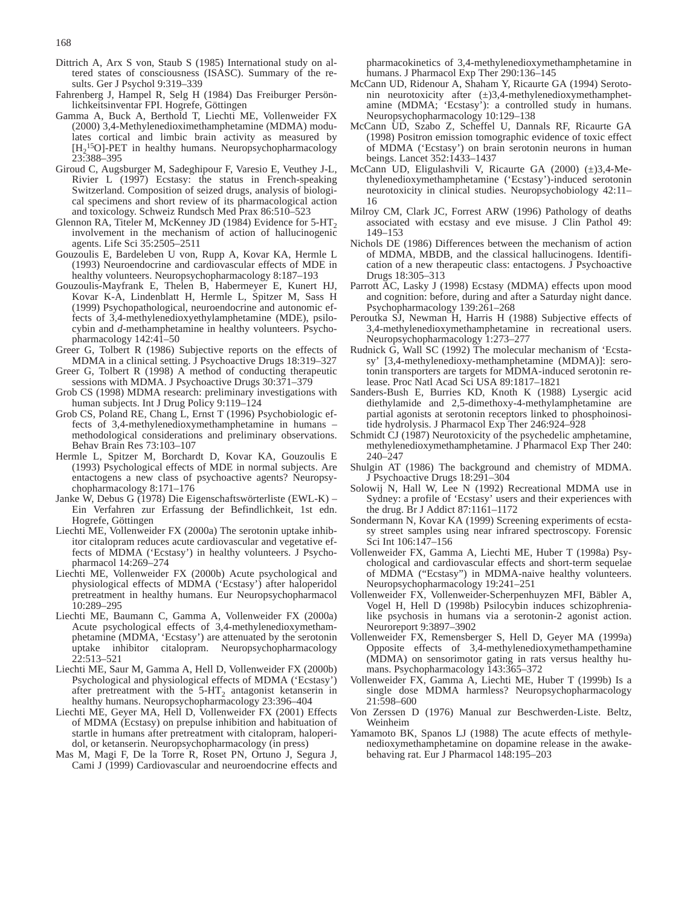Dittrich A, Arx S von, Staub S (1985) International study on altered states of consciousness (ISASC). Summary of the results. Ger J Psychol 9:319–339

Fahrenberg J, Hampel R, Selg H (1984) Das Freiburger Persönlichkeitsinventar FPI. Hogrefe, Göttingen

Gamma A, Buck A, Berthold T, Liechti ME, Vollenweider FX (2000) 3,4-Methylenedioximethamphetamine (MDMA) modulates cortical and limbic brain activity as measured by [$H_2{}^{15}O$]-PET in healthy humans. Neuropsychopharmacology 23:388–395

Giroud C, Augsburger M, Sadeghipour F, Varesio E, Veuthey J-L, Rivier L (1997) Ecstasy: the status in French-speaking Switzerland. Composition of seized drugs, analysis of biological specimens and short review of its pharmacological action and toxicology. Schweiz Rundsch Med Prax 86:510–523

Glennon RA, Titeler M, McKenney JD (1984) Evidence for 5-$HT_2$ involvement in the mechanism of action of hallucinogenic agents. Life Sci 35:2505–2511

Gouzoulis E, Bardeleben U von, Rupp A, Kovar KA, Hermle L (1993) Neuroendocrine and cardiovascular effects of MDE in healthy volunteers. Neuropsychopharmacology 8:187–193

Gouzoulis-Mayfrank E, Thelen B, Habermeyer E, Kunert HJ, Kovar K-A, Lindenblatt H, Hermle L, Spitzer M, Sass H (1999) Psychopathological, neuroendocrine and autonomic effects of 3,4-methylenedioxyethylamphetamine (MDE), psilocybin and *d*-methamphetamine in healthy volunteers. Psychopharmacology 142:41–50

Greer G, Tolbert R (1986) Subjective reports on the effects of MDMA in a clinical setting. J Psychoactive Drugs 18:319–327

Greer G, Tolbert R (1998) A method of conducting therapeutic sessions with MDMA. J Psychoactive Drugs 30:371–379

Grob CS (1998) MDMA research: preliminary investigations with human subjects. Int J Drug Policy 9:119–124

Grob CS, Poland RE, Chang L, Ernst T (1996) Psychobiologic effects of 3,4-methylenedioxymethamphetamine in humans – methodological considerations and preliminary observations. Behav Brain Res 73:103–107

Hermle L, Spitzer M, Borchardt D, Kovar KA, Gouzoulis E (1993) Psychological effects of MDE in normal subjects. Are entactogens a new class of psychoactive agents? Neuropsychopharmacology 8:171–176

Janke W, Debus G (1978) Die Eigenschaftswörterliste (EWL-K) – Ein Verfahren zur Erfassung der Befindlichkeit, 1st edn. Hogrefe, Göttingen

Liechti ME, Vollenweider FX (2000a) The serotonin uptake inhibitor citalopram reduces acute cardiovascular and vegetative effects of MDMA ('Ecstasy') in healthy volunteers. J Psychopharmacol 14:269–274

Liechti ME, Vollenweider FX (2000b) Acute psychological and physiological effects of MDMA ('Ecstasy') after haloperidol pretreatment in healthy humans. Eur Neuropsychopharmacol 10:289–295

Liechti ME, Baumann C, Gamma A, Vollenweider FX (2000a) Acute psychological effects of 3,4-methylenedioxymethamphetamine (MDMA, 'Ecstasy') are attenuated by the serotonin uptake inhibitor citalopram. Neuropsychopharmacology 22:513–521

Liechti ME, Saur M, Gamma A, Hell D, Vollenweider FX (2000b) Psychological and physiological effects of MDMA ('Ecstasy') after pretreatment with the 5-$HT_2$ antagonist ketanserin in healthy humans. Neuropsychopharmacology 23:396–404

Liechti ME, Geyer MA, Hell D, Vollenweider FX (2001) Effects of MDMA (Ecstasy) on prepulse inhibition and habituation of startle in humans after pretreatment with citalopram, haloperidol, or ketanserin. Neuropsychopharmacology (in press)

Mas M, Magi F, De la Torre R, Roset PN, Ortuno J, Segura J, Cami J (1999) Cardiovascular and neuroendocrine effects and pharmacokinetics of 3,4-methylenedioxymethamphetamine in humans. J Pharmacol Exp Ther 290:136–145

McCann UD, Ridenour A, Shaham Y, Ricaurte GA (1994) Serotonin neurotoxicity after (±)3,4-methylenedioxymethamphetamine (MDMA; 'Ecstasy'): a controlled study in humans. Neuropsychopharmacology 10:129–138

McCann UD, Szabo Z, Scheffel U, Dannals RF, Ricaurte GA (1998) Positron emission tomographic evidence of toxic effect of MDMA ('Ecstasy') on brain serotonin neurons in human beings. Lancet 352:1433–1437

McCann UD, Eligulashvili V, Ricaurte GA (2000) (±)3,4-Methylenedioxymethamphetamine ('Ecstasy')-induced serotonin neurotoxicity in clinical studies. Neuropsychobiology 42:11–16

Milroy CM, Clark JC, Forrest ARW (1996) Pathology of deaths associated with ecstasy and eve misuse. J Clin Pathol 49:149–153

Nichols DE (1986) Differences between the mechanism of action of MDMA, MBDB, and the classical hallucinogens. Identification of a new therapeutic class: entactogens. J Psychoactive Drugs 18:305–313

Parrott AC, Lasky J (1998) Ecstasy (MDMA) effects upon mood and cognition: before, during and after a Saturday night dance. Psychopharmacology 139:261–268

Peroutka SJ, Newman H, Harris H (1988) Subjective effects of 3,4-methylenedioxymethamphetamine in recreational users. Neuropsychopharmacology 1:273–277

Rudnick G, Wall SC (1992) The molecular mechanism of 'Ecstasy' [3,4-methylenedioxy-methamphetamine (MDMA)]: serotonin transporters are targets for MDMA-induced serotonin release. Proc Natl Acad Sci USA 89:1817–1821

Sanders-Bush E, Burries KD, Knoth K (1988) Lysergic acid diethylamide and 2,5-dimethoxy-4-methylamphetamine are partial agonists at serotonin receptors linked to phosphoinositide hydrolysis. J Pharmacol Exp Ther 246:924–928

Schmidt CJ (1987) Neurotoxicity of the psychedelic amphetamine, methylenedioxymethamphetamine. J Pharmacol Exp Ther 240:240–247

Shulgin AT (1986) The background and chemistry of MDMA. J Psychoactive Drugs 18:291–304

Solowij N, Hall W, Lee N (1992) Recreational MDMA use in Sydney: a profile of 'Ecstasy' users and their experiences with the drug. Br J Addict 87:1161–1172

Sondermann N, Kovar KA (1999) Screening experiments of ecstasy street samples using near infrared spectroscopy. Forensic Sci Int 106:147–156

Vollenweider FX, Gamma A, Liechti ME, Huber T (1998a) Psychological and cardiovascular effects and short-term sequelae of MDMA ("Ecstasy") in MDMA-naive healthy volunteers. Neuropsychopharmacology 19:241–251

Vollenweider FX, Vollenweider-Scherpenhuyzen MFI, Bäbler A, Vogel H, Hell D (1998b) Psilocybin induces schizophrenia-like psychosis in humans via a serotonin-2 agonist action. Neuroreport 9:3897–3902

Vollenweider FX, Remensberger S, Hell D, Geyer MA (1999a) Opposite effects of 3,4-methylenedioxymethampethamine (MDMA) on sensorimotor gating in rats versus healthy humans. Psychopharmacology 143:365–372

Vollenweider FX, Gamma A, Liechti ME, Huber T (1999b) Is a single dose MDMA harmless? Neuropsychopharmacology 21:598–600

Von Zerssen D (1976) Manual zur Beschwerden-Liste. Beltz, Weinheim

Yamamoto BK, Spanos LJ (1988) The acute effects of methylenedioxymethamphetamine on dopamine release in the awake-behaving rat. Eur J Pharmacol 148:195–203